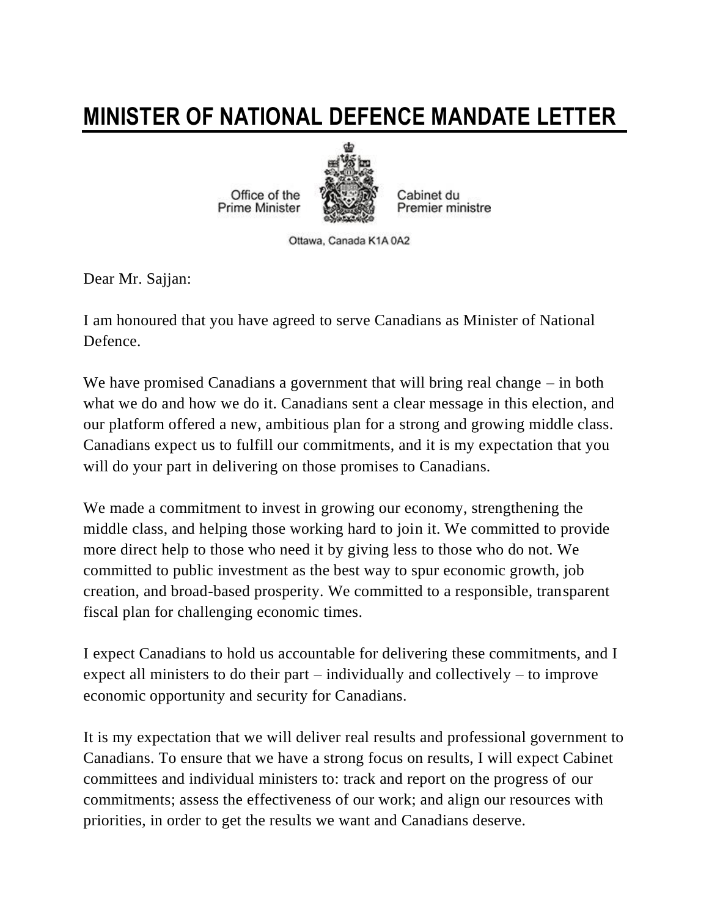# MINISTER OF NATIONAL DEFENCE MANDATE LETTER

Office of the Prime Minister — Cabinet du Premier ministre

Ottawa, Canada K1A 0A2

Dear Mr. Sajjan:

I am honoured that you have agreed to serve Canadians as Minister of National Defence.

We have promised Canadians a government that will bring real change – in both what we do and how we do it. Canadians sent a clear message in this election, and our platform offered a new, ambitious plan for a strong and growing middle class. Canadians expect us to fulfill our commitments, and it is my expectation that you will do your part in delivering on those promises to Canadians.

We made a commitment to invest in growing our economy, strengthening the middle class, and helping those working hard to join it. We committed to provide more direct help to those who need it by giving less to those who do not. We committed to public investment as the best way to spur economic growth, job creation, and broad-based prosperity. We committed to a responsible, transparent fiscal plan for challenging economic times.

I expect Canadians to hold us accountable for delivering these commitments, and I expect all ministers to do their part – individually and collectively – to improve economic opportunity and security for Canadians.

It is my expectation that we will deliver real results and professional government to Canadians. To ensure that we have a strong focus on results, I will expect Cabinet committees and individual ministers to: track and report on the progress of our commitments; assess the effectiveness of our work; and align our resources with priorities, in order to get the results we want and Canadians deserve.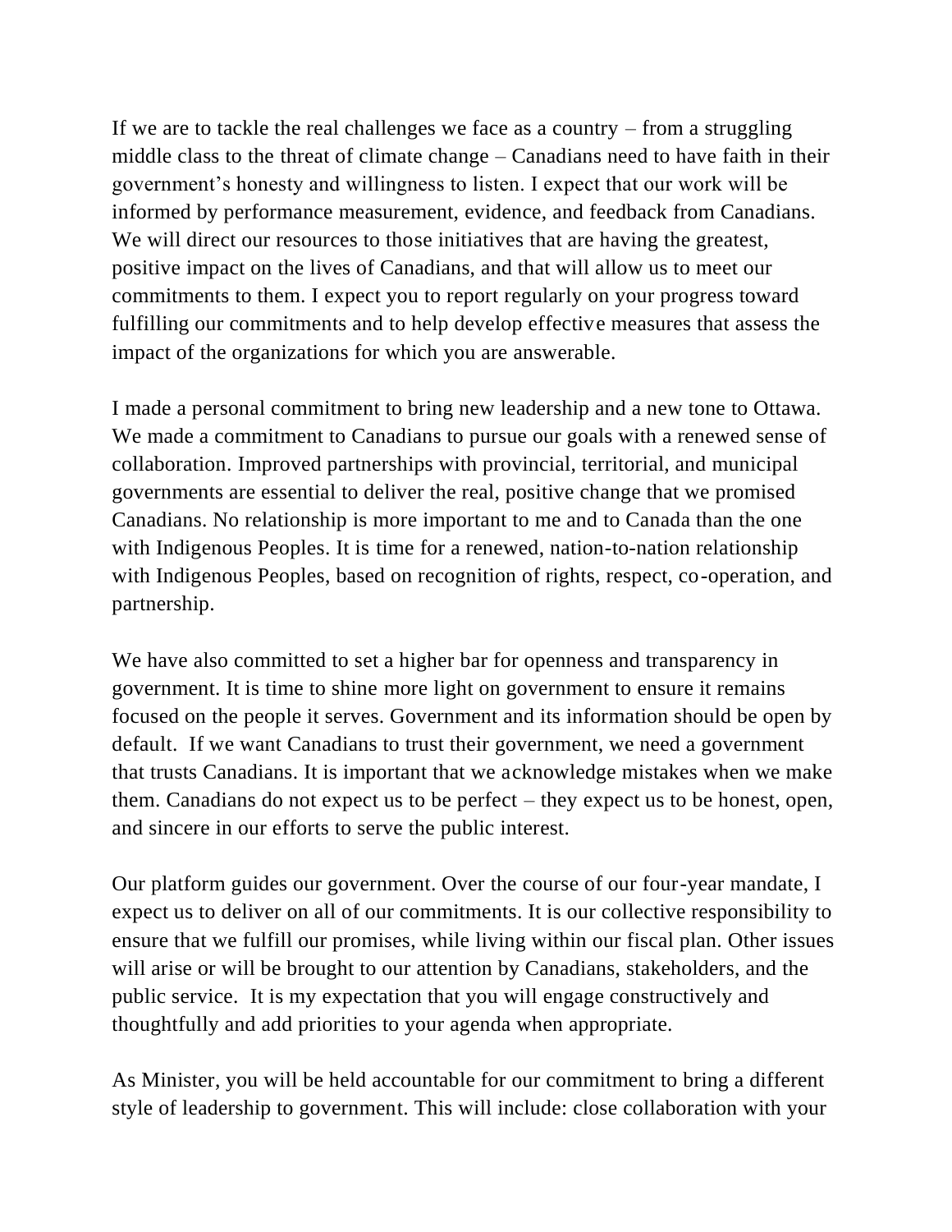If we are to tackle the real challenges we face as a country – from a struggling middle class to the threat of climate change – Canadians need to have faith in their government's honesty and willingness to listen. I expect that our work will be informed by performance measurement, evidence, and feedback from Canadians. We will direct our resources to those initiatives that are having the greatest, positive impact on the lives of Canadians, and that will allow us to meet our commitments to them. I expect you to report regularly on your progress toward fulfilling our commitments and to help develop effective measures that assess the impact of the organizations for which you are answerable.

I made a personal commitment to bring new leadership and a new tone to Ottawa. We made a commitment to Canadians to pursue our goals with a renewed sense of collaboration. Improved partnerships with provincial, territorial, and municipal governments are essential to deliver the real, positive change that we promised Canadians. No relationship is more important to me and to Canada than the one with Indigenous Peoples. It is time for a renewed, nation-to-nation relationship with Indigenous Peoples, based on recognition of rights, respect, co-operation, and partnership.

We have also committed to set a higher bar for openness and transparency in government. It is time to shine more light on government to ensure it remains focused on the people it serves. Government and its information should be open by default. If we want Canadians to trust their government, we need a government that trusts Canadians. It is important that we acknowledge mistakes when we make them. Canadians do not expect us to be perfect – they expect us to be honest, open, and sincere in our efforts to serve the public interest.

Our platform guides our government. Over the course of our four-year mandate, I expect us to deliver on all of our commitments. It is our collective responsibility to ensure that we fulfill our promises, while living within our fiscal plan. Other issues will arise or will be brought to our attention by Canadians, stakeholders, and the public service. It is my expectation that you will engage constructively and thoughtfully and add priorities to your agenda when appropriate.

As Minister, you will be held accountable for our commitment to bring a different style of leadership to government. This will include: close collaboration with your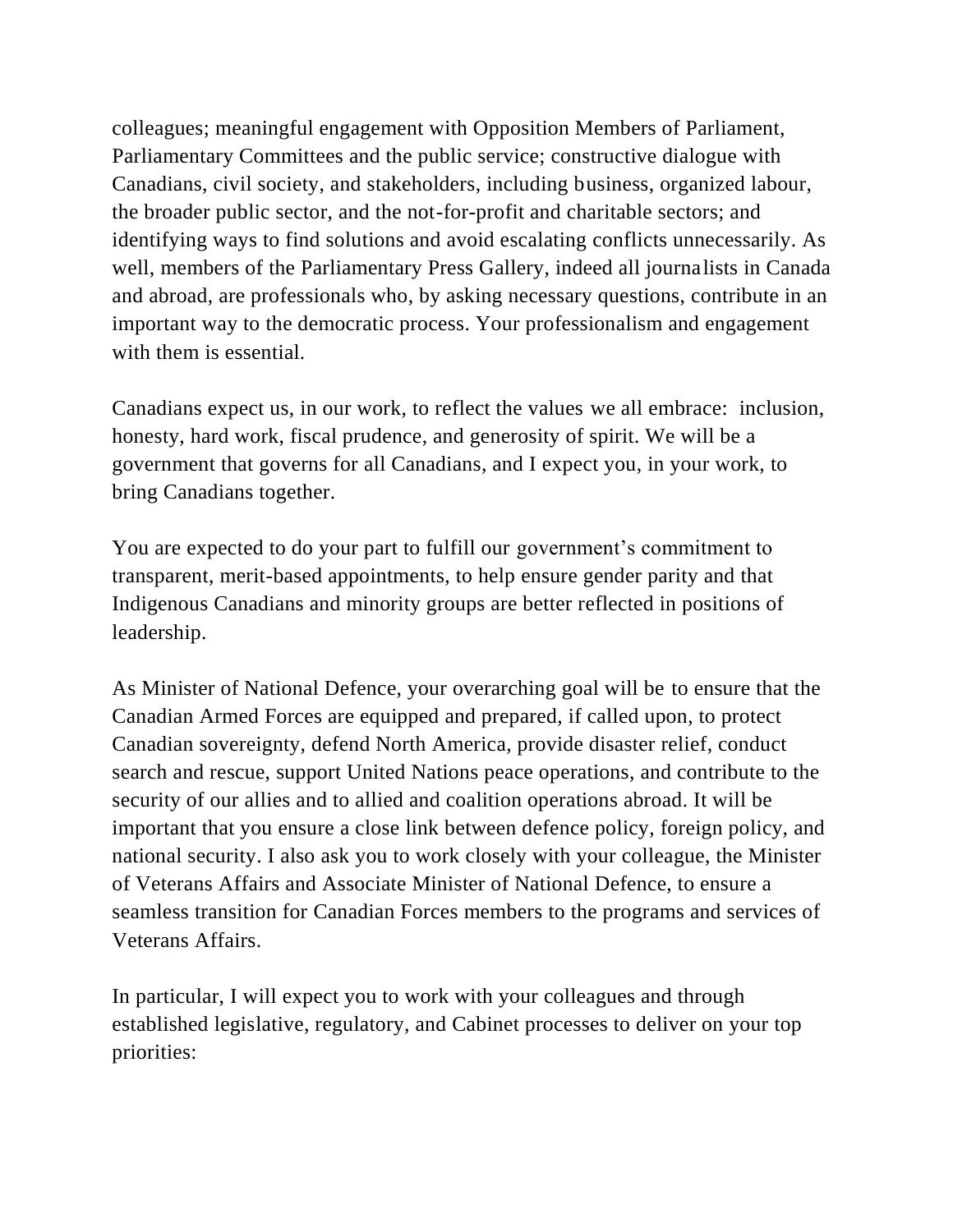colleagues; meaningful engagement with Opposition Members of Parliament, Parliamentary Committees and the public service; constructive dialogue with Canadians, civil society, and stakeholders, including business, organized labour, the broader public sector, and the not-for-profit and charitable sectors; and identifying ways to find solutions and avoid escalating conflicts unnecessarily. As well, members of the Parliamentary Press Gallery, indeed all journalists in Canada and abroad, are professionals who, by asking necessary questions, contribute in an important way to the democratic process. Your professionalism and engagement with them is essential.

Canadians expect us, in our work, to reflect the values we all embrace: inclusion, honesty, hard work, fiscal prudence, and generosity of spirit. We will be a government that governs for all Canadians, and I expect you, in your work, to bring Canadians together.

You are expected to do your part to fulfill our government's commitment to transparent, merit-based appointments, to help ensure gender parity and that Indigenous Canadians and minority groups are better reflected in positions of leadership.

As Minister of National Defence, your overarching goal will be to ensure that the Canadian Armed Forces are equipped and prepared, if called upon, to protect Canadian sovereignty, defend North America, provide disaster relief, conduct search and rescue, support United Nations peace operations, and contribute to the security of our allies and to allied and coalition operations abroad. It will be important that you ensure a close link between defence policy, foreign policy, and national security. I also ask you to work closely with your colleague, the Minister of Veterans Affairs and Associate Minister of National Defence, to ensure a seamless transition for Canadian Forces members to the programs and services of Veterans Affairs.

In particular, I will expect you to work with your colleagues and through established legislative, regulatory, and Cabinet processes to deliver on your top priorities: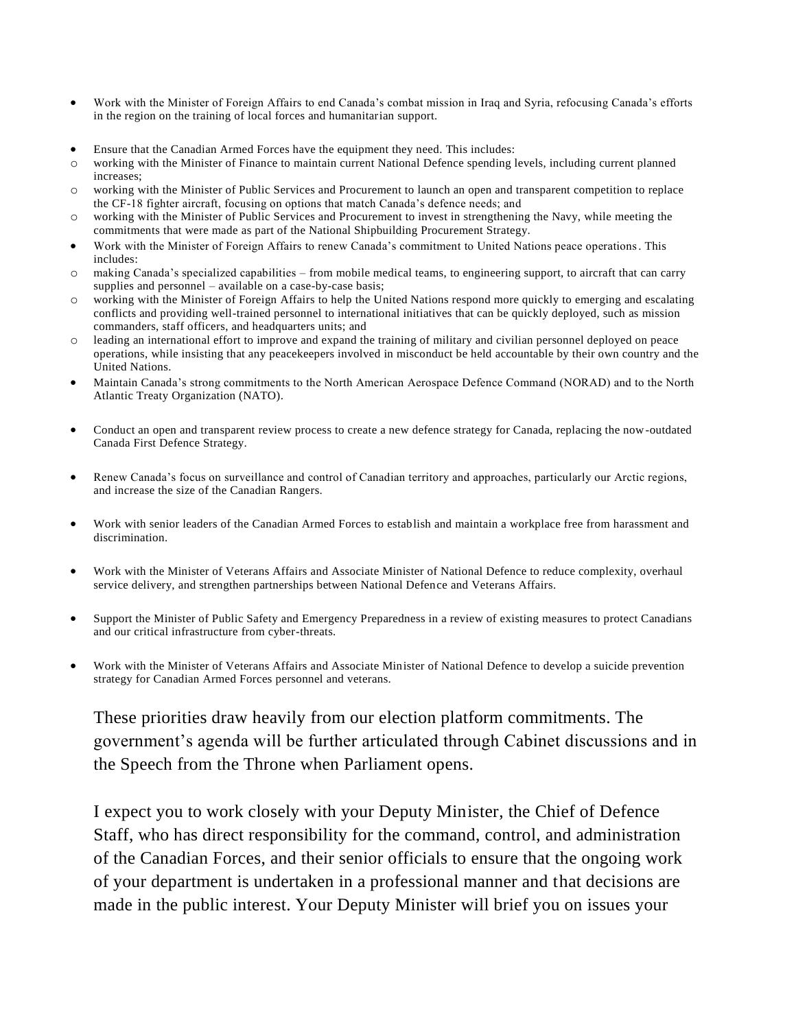- Work with the Minister of Foreign Affairs to end Canada's combat mission in Iraq and Syria, refocusing Canada's efforts in the region on the training of local forces and humanitarian support.

- Ensure that the Canadian Armed Forces have the equipment they need. This includes:
  - working with the Minister of Finance to maintain current National Defence spending levels, including current planned increases;
  - working with the Minister of Public Services and Procurement to launch an open and transparent competition to replace the CF-18 fighter aircraft, focusing on options that match Canada's defence needs; and
  - working with the Minister of Public Services and Procurement to invest in strengthening the Navy, while meeting the commitments that were made as part of the National Shipbuilding Procurement Strategy.
- Work with the Minister of Foreign Affairs to renew Canada's commitment to United Nations peace operations. This includes:
  - making Canada's specialized capabilities – from mobile medical teams, to engineering support, to aircraft that can carry supplies and personnel – available on a case-by-case basis;
  - working with the Minister of Foreign Affairs to help the United Nations respond more quickly to emerging and escalating conflicts and providing well-trained personnel to international initiatives that can be quickly deployed, such as mission commanders, staff officers, and headquarters units; and
  - leading an international effort to improve and expand the training of military and civilian personnel deployed on peace operations, while insisting that any peacekeepers involved in misconduct be held accountable by their own country and the United Nations.
- Maintain Canada's strong commitments to the North American Aerospace Defence Command (NORAD) and to the North Atlantic Treaty Organization (NATO).

- Conduct an open and transparent review process to create a new defence strategy for Canada, replacing the now-outdated Canada First Defence Strategy.

- Renew Canada's focus on surveillance and control of Canadian territory and approaches, particularly our Arctic regions, and increase the size of the Canadian Rangers.

- Work with senior leaders of the Canadian Armed Forces to establish and maintain a workplace free from harassment and discrimination.

- Work with the Minister of Veterans Affairs and Associate Minister of National Defence to reduce complexity, overhaul service delivery, and strengthen partnerships between National Defence and Veterans Affairs.

- Support the Minister of Public Safety and Emergency Preparedness in a review of existing measures to protect Canadians and our critical infrastructure from cyber-threats.

- Work with the Minister of Veterans Affairs and Associate Minister of National Defence to develop a suicide prevention strategy for Canadian Armed Forces personnel and veterans.

These priorities draw heavily from our election platform commitments. The government's agenda will be further articulated through Cabinet discussions and in the Speech from the Throne when Parliament opens.

I expect you to work closely with your Deputy Minister, the Chief of Defence Staff, who has direct responsibility for the command, control, and administration of the Canadian Forces, and their senior officials to ensure that the ongoing work of your department is undertaken in a professional manner and that decisions are made in the public interest. Your Deputy Minister will brief you on issues your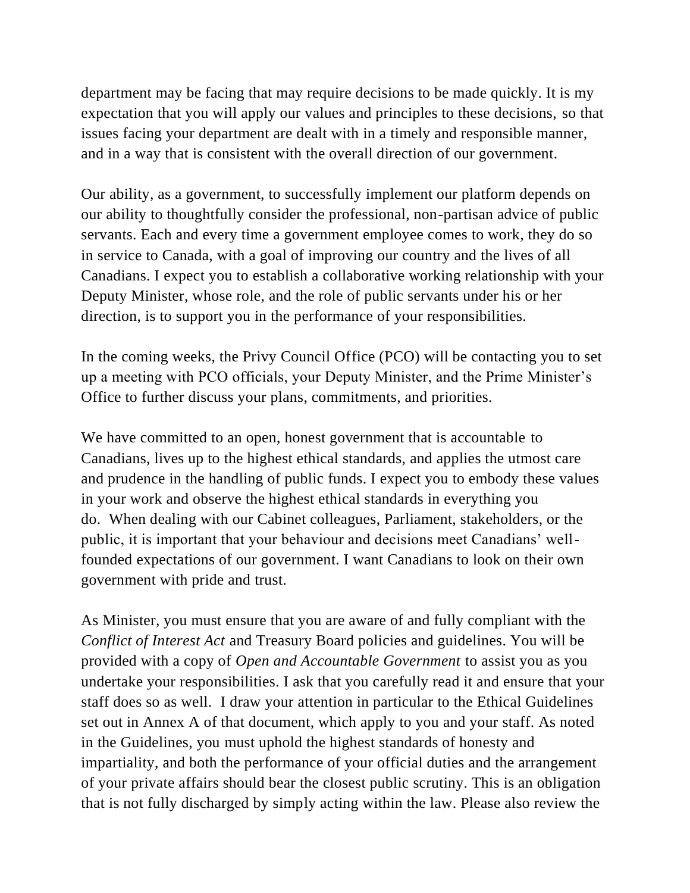department may be facing that may require decisions to be made quickly. It is my expectation that you will apply our values and principles to these decisions, so that issues facing your department are dealt with in a timely and responsible manner, and in a way that is consistent with the overall direction of our government.

Our ability, as a government, to successfully implement our platform depends on our ability to thoughtfully consider the professional, non-partisan advice of public servants. Each and every time a government employee comes to work, they do so in service to Canada, with a goal of improving our country and the lives of all Canadians. I expect you to establish a collaborative working relationship with your Deputy Minister, whose role, and the role of public servants under his or her direction, is to support you in the performance of your responsibilities.

In the coming weeks, the Privy Council Office (PCO) will be contacting you to set up a meeting with PCO officials, your Deputy Minister, and the Prime Minister's Office to further discuss your plans, commitments, and priorities.

We have committed to an open, honest government that is accountable to Canadians, lives up to the highest ethical standards, and applies the utmost care and prudence in the handling of public funds. I expect you to embody these values in your work and observe the highest ethical standards in everything you do. When dealing with our Cabinet colleagues, Parliament, stakeholders, or the public, it is important that your behaviour and decisions meet Canadians' well-founded expectations of our government. I want Canadians to look on their own government with pride and trust.

As Minister, you must ensure that you are aware of and fully compliant with the *Conflict of Interest Act* and Treasury Board policies and guidelines. You will be provided with a copy of *Open and Accountable Government* to assist you as you undertake your responsibilities. I ask that you carefully read it and ensure that your staff does so as well. I draw your attention in particular to the Ethical Guidelines set out in Annex A of that document, which apply to you and your staff. As noted in the Guidelines, you must uphold the highest standards of honesty and impartiality, and both the performance of your official duties and the arrangement of your private affairs should bear the closest public scrutiny. This is an obligation that is not fully discharged by simply acting within the law. Please also review the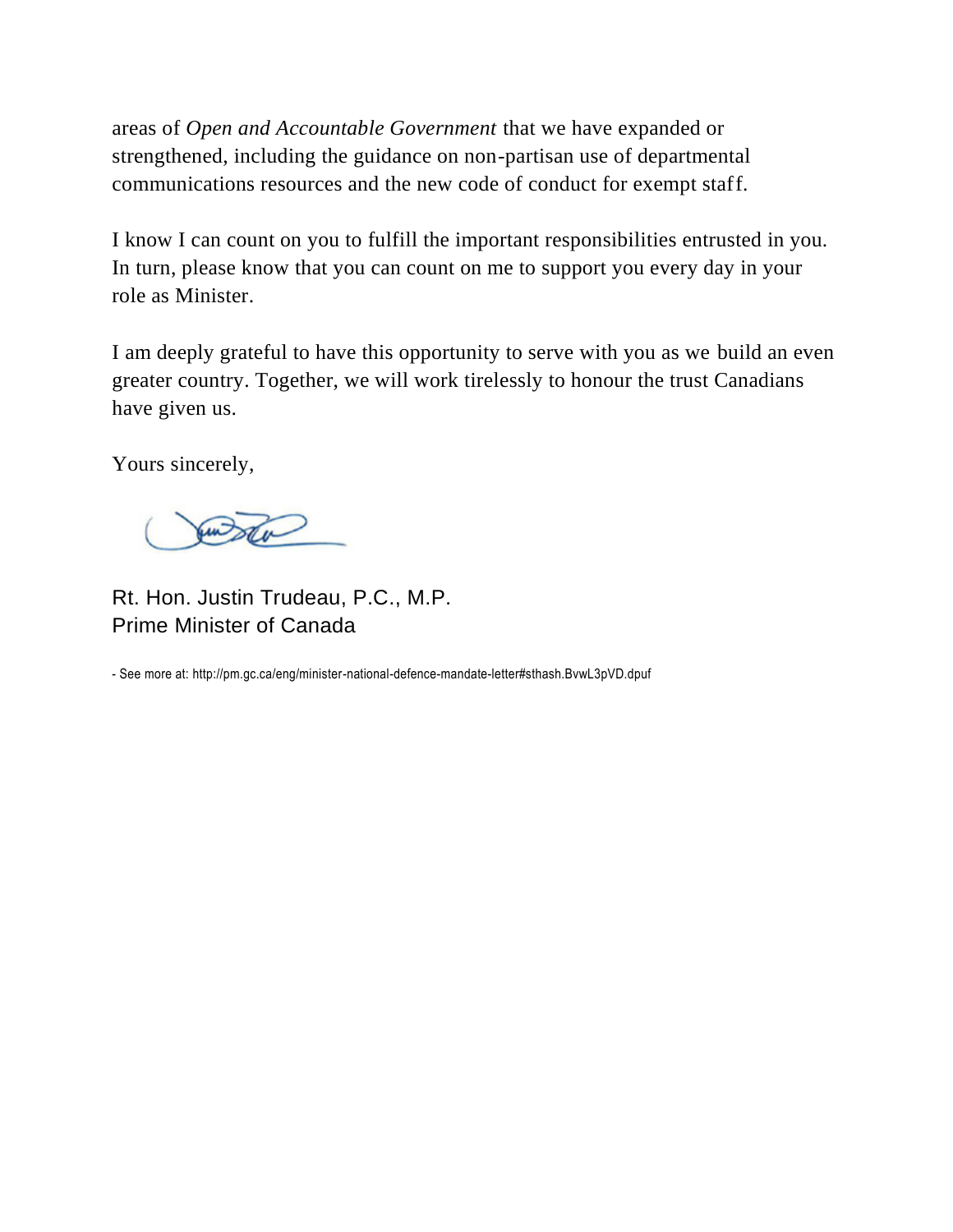areas of *Open and Accountable Government* that we have expanded or strengthened, including the guidance on non-partisan use of departmental communications resources and the new code of conduct for exempt staff.

I know I can count on you to fulfill the important responsibilities entrusted in you. In turn, please know that you can count on me to support you every day in your role as Minister.

I am deeply grateful to have this opportunity to serve with you as we build an even greater country. Together, we will work tirelessly to honour the trust Canadians have given us.

Yours sincerely,

Rt. Hon. Justin Trudeau, P.C., M.P.
Prime Minister of Canada

- See more at: http://pm.gc.ca/eng/minister-national-defence-mandate-letter#sthash.BvwL3pVD.dpuf